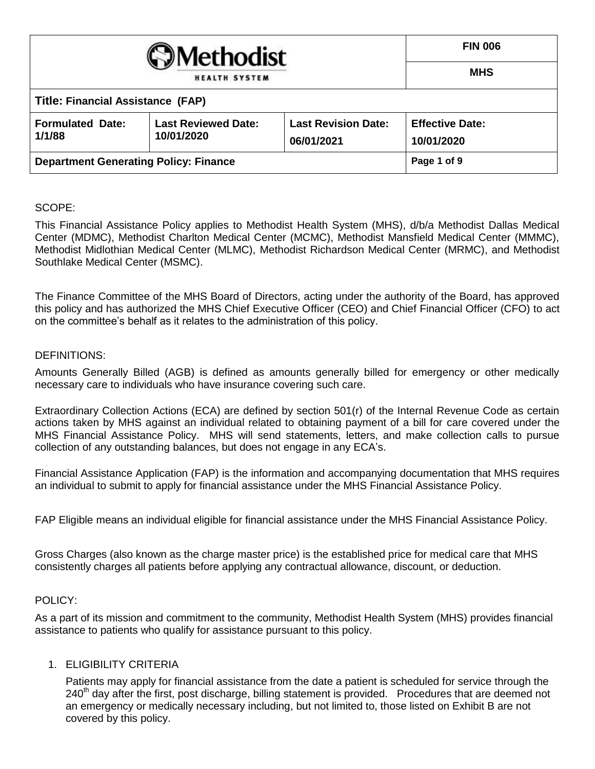| Methodist HEALTH SYSTEM | | | FIN 006 |
|---|---|---|---|
| | | | MHS |
| **Title: Financial Assistance (FAP)** | | | |
| **Formulated Date: 1/1/88** | **Last Reviewed Date: 10/01/2020** | **Last Revision Date: 06/01/2021** | **Effective Date: 10/01/2020** |
| **Department Generating Policy: Finance** | | | **Page 1 of 9** |

SCOPE:

This Financial Assistance Policy applies to Methodist Health System (MHS), d/b/a Methodist Dallas Medical Center (MDMC), Methodist Charlton Medical Center (MCMC), Methodist Mansfield Medical Center (MMMC), Methodist Midlothian Medical Center (MLMC), Methodist Richardson Medical Center (MRMC), and Methodist Southlake Medical Center (MSMC).

The Finance Committee of the MHS Board of Directors, acting under the authority of the Board, has approved this policy and has authorized the MHS Chief Executive Officer (CEO) and Chief Financial Officer (CFO) to act on the committee's behalf as it relates to the administration of this policy.

DEFINITIONS:

Amounts Generally Billed (AGB) is defined as amounts generally billed for emergency or other medically necessary care to individuals who have insurance covering such care.

Extraordinary Collection Actions (ECA) are defined by section 501(r) of the Internal Revenue Code as certain actions taken by MHS against an individual related to obtaining payment of a bill for care covered under the MHS Financial Assistance Policy. MHS will send statements, letters, and make collection calls to pursue collection of any outstanding balances, but does not engage in any ECA's.

Financial Assistance Application (FAP) is the information and accompanying documentation that MHS requires an individual to submit to apply for financial assistance under the MHS Financial Assistance Policy.

FAP Eligible means an individual eligible for financial assistance under the MHS Financial Assistance Policy.

Gross Charges (also known as the charge master price) is the established price for medical care that MHS consistently charges all patients before applying any contractual allowance, discount, or deduction.

POLICY:

As a part of its mission and commitment to the community, Methodist Health System (MHS) provides financial assistance to patients who qualify for assistance pursuant to this policy.

1. ELIGIBILITY CRITERIA

   Patients may apply for financial assistance from the date a patient is scheduled for service through the 240th day after the first, post discharge, billing statement is provided. Procedures that are deemed not an emergency or medically necessary including, but not limited to, those listed on Exhibit B are not covered by this policy.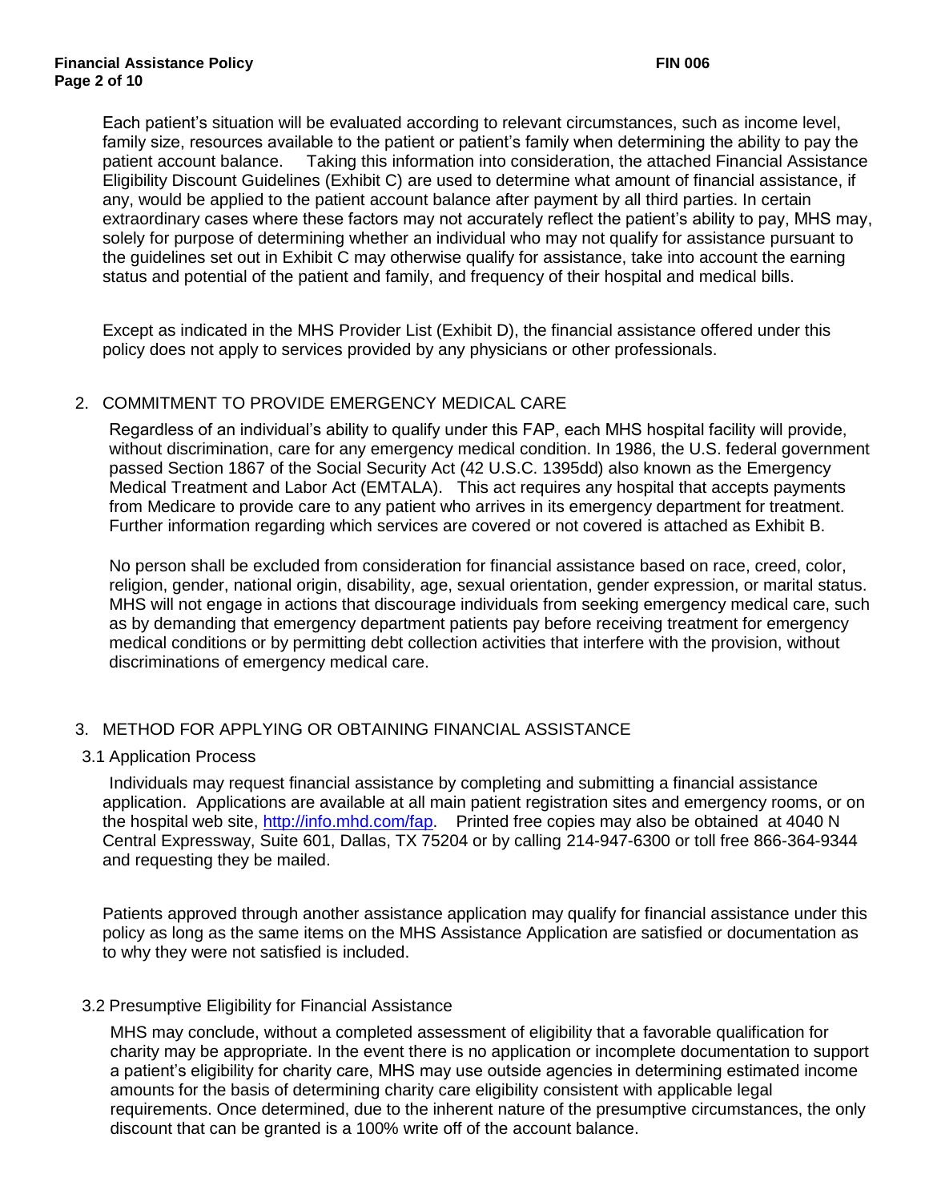Each patient's situation will be evaluated according to relevant circumstances, such as income level, family size, resources available to the patient or patient's family when determining the ability to pay the patient account balance. Taking this information into consideration, the attached Financial Assistance Eligibility Discount Guidelines (Exhibit C) are used to determine what amount of financial assistance, if any, would be applied to the patient account balance after payment by all third parties. In certain extraordinary cases where these factors may not accurately reflect the patient's ability to pay, MHS may, solely for purpose of determining whether an individual who may not qualify for assistance pursuant to the guidelines set out in Exhibit C may otherwise qualify for assistance, take into account the earning status and potential of the patient and family, and frequency of their hospital and medical bills.

Except as indicated in the MHS Provider List (Exhibit D), the financial assistance offered under this policy does not apply to services provided by any physicians or other professionals.

## 2. COMMITMENT TO PROVIDE EMERGENCY MEDICAL CARE

Regardless of an individual's ability to qualify under this FAP, each MHS hospital facility will provide, without discrimination, care for any emergency medical condition. In 1986, the U.S. federal government passed Section 1867 of the Social Security Act (42 U.S.C. 1395dd) also known as the Emergency Medical Treatment and Labor Act (EMTALA). This act requires any hospital that accepts payments from Medicare to provide care to any patient who arrives in its emergency department for treatment. Further information regarding which services are covered or not covered is attached as Exhibit B.

No person shall be excluded from consideration for financial assistance based on race, creed, color, religion, gender, national origin, disability, age, sexual orientation, gender expression, or marital status. MHS will not engage in actions that discourage individuals from seeking emergency medical care, such as by demanding that emergency department patients pay before receiving treatment for emergency medical conditions or by permitting debt collection activities that interfere with the provision, without discriminations of emergency medical care.

## 3. METHOD FOR APPLYING OR OBTAINING FINANCIAL ASSISTANCE

### 3.1 Application Process

Individuals may request financial assistance by completing and submitting a financial assistance application. Applications are available at all main patient registration sites and emergency rooms, or on the hospital web site, http://info.mhd.com/fap. Printed free copies may also be obtained at 4040 N Central Expressway, Suite 601, Dallas, TX 75204 or by calling 214-947-6300 or toll free 866-364-9344 and requesting they be mailed.

Patients approved through another assistance application may qualify for financial assistance under this policy as long as the same items on the MHS Assistance Application are satisfied or documentation as to why they were not satisfied is included.

### 3.2 Presumptive Eligibility for Financial Assistance

MHS may conclude, without a completed assessment of eligibility that a favorable qualification for charity may be appropriate. In the event there is no application or incomplete documentation to support a patient's eligibility for charity care, MHS may use outside agencies in determining estimated income amounts for the basis of determining charity care eligibility consistent with applicable legal requirements. Once determined, due to the inherent nature of the presumptive circumstances, the only discount that can be granted is a 100% write off of the account balance.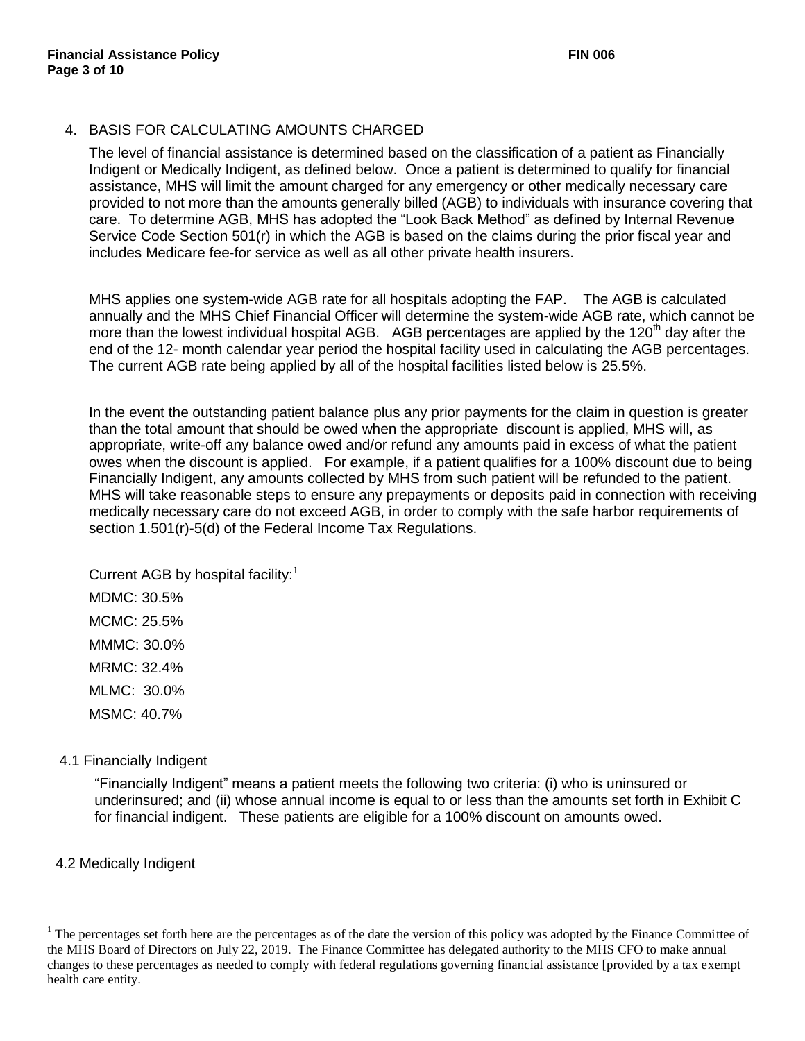## 4. BASIS FOR CALCULATING AMOUNTS CHARGED

The level of financial assistance is determined based on the classification of a patient as Financially Indigent or Medically Indigent, as defined below. Once a patient is determined to qualify for financial assistance, MHS will limit the amount charged for any emergency or other medically necessary care provided to not more than the amounts generally billed (AGB) to individuals with insurance covering that care. To determine AGB, MHS has adopted the "Look Back Method" as defined by Internal Revenue Service Code Section 501(r) in which the AGB is based on the claims during the prior fiscal year and includes Medicare fee-for service as well as all other private health insurers.

MHS applies one system-wide AGB rate for all hospitals adopting the FAP. The AGB is calculated annually and the MHS Chief Financial Officer will determine the system-wide AGB rate, which cannot be more than the lowest individual hospital AGB. AGB percentages are applied by the 120th day after the end of the 12- month calendar year period the hospital facility used in calculating the AGB percentages. The current AGB rate being applied by all of the hospital facilities listed below is 25.5%.

In the event the outstanding patient balance plus any prior payments for the claim in question is greater than the total amount that should be owed when the appropriate discount is applied, MHS will, as appropriate, write-off any balance owed and/or refund any amounts paid in excess of what the patient owes when the discount is applied. For example, if a patient qualifies for a 100% discount due to being Financially Indigent, any amounts collected by MHS from such patient will be refunded to the patient. MHS will take reasonable steps to ensure any prepayments or deposits paid in connection with receiving medically necessary care do not exceed AGB, in order to comply with the safe harbor requirements of section 1.501(r)-5(d) of the Federal Income Tax Regulations.

Current AGB by hospital facility:[1]

MDMC: 30.5%

MCMC: 25.5%

MMMC: 30.0%

MRMC: 32.4%

MLMC: 30.0%

MSMC: 40.7%

### 4.1 Financially Indigent

"Financially Indigent" means a patient meets the following two criteria: (i) who is uninsured or underinsured; and (ii) whose annual income is equal to or less than the amounts set forth in Exhibit C for financial indigent. These patients are eligible for a 100% discount on amounts owed.

### 4.2 Medically Indigent

---

[1] The percentages set forth here are the percentages as of the date the version of this policy was adopted by the Finance Committee of the MHS Board of Directors on July 22, 2019. The Finance Committee has delegated authority to the MHS CFO to make annual changes to these percentages as needed to comply with federal regulations governing financial assistance [provided by a tax exempt health care entity.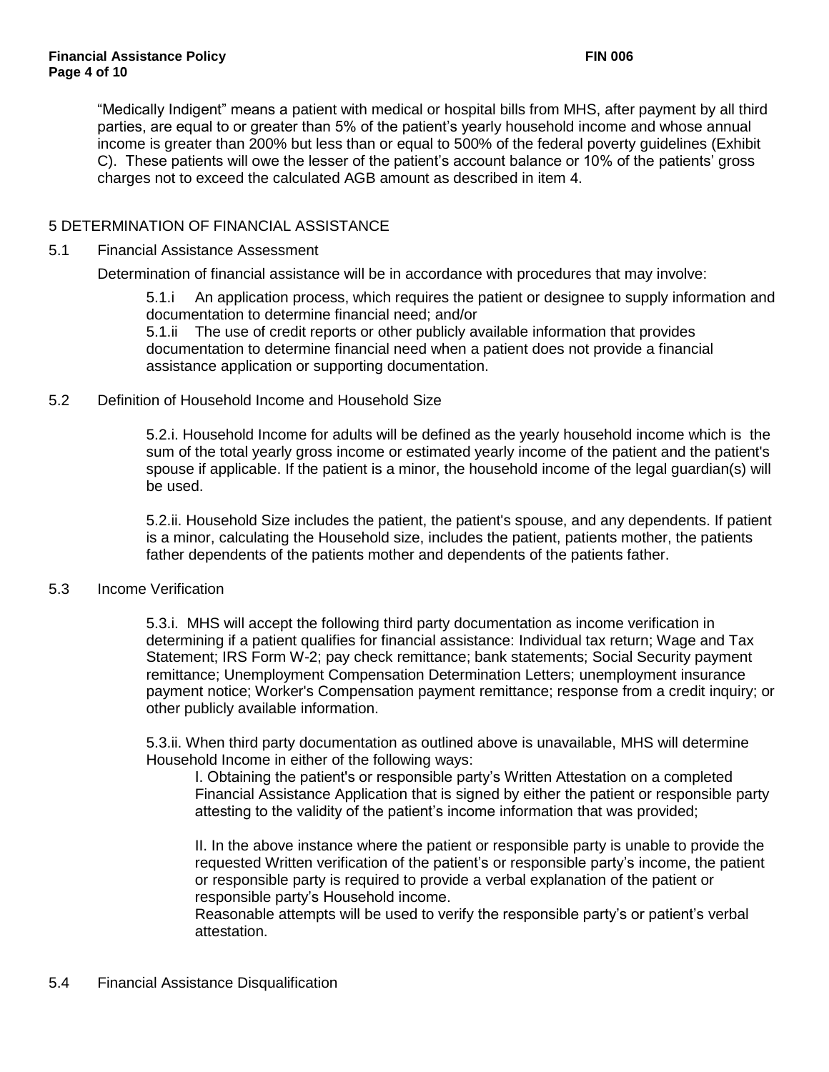"Medically Indigent" means a patient with medical or hospital bills from MHS, after payment by all third parties, are equal to or greater than 5% of the patient's yearly household income and whose annual income is greater than 200% but less than or equal to 500% of the federal poverty guidelines (Exhibit C). These patients will owe the lesser of the patient's account balance or 10% of the patients' gross charges not to exceed the calculated AGB amount as described in item 4.

## 5 DETERMINATION OF FINANCIAL ASSISTANCE

### 5.1 Financial Assistance Assessment

Determination of financial assistance will be in accordance with procedures that may involve:

5.1.i An application process, which requires the patient or designee to supply information and documentation to determine financial need; and/or

5.1.ii The use of credit reports or other publicly available information that provides documentation to determine financial need when a patient does not provide a financial assistance application or supporting documentation.

### 5.2 Definition of Household Income and Household Size

5.2.i. Household Income for adults will be defined as the yearly household income which is the sum of the total yearly gross income or estimated yearly income of the patient and the patient's spouse if applicable. If the patient is a minor, the household income of the legal guardian(s) will be used.

5.2.ii. Household Size includes the patient, the patient's spouse, and any dependents. If patient is a minor, calculating the Household size, includes the patient, patients mother, the patients father dependents of the patients mother and dependents of the patients father.

### 5.3 Income Verification

5.3.i. MHS will accept the following third party documentation as income verification in determining if a patient qualifies for financial assistance: Individual tax return; Wage and Tax Statement; IRS Form W-2; pay check remittance; bank statements; Social Security payment remittance; Unemployment Compensation Determination Letters; unemployment insurance payment notice; Worker's Compensation payment remittance; response from a credit inquiry; or other publicly available information.

5.3.ii. When third party documentation as outlined above is unavailable, MHS will determine Household Income in either of the following ways:

I. Obtaining the patient's or responsible party's Written Attestation on a completed Financial Assistance Application that is signed by either the patient or responsible party attesting to the validity of the patient's income information that was provided;

II. In the above instance where the patient or responsible party is unable to provide the requested Written verification of the patient's or responsible party's income, the patient or responsible party is required to provide a verbal explanation of the patient or responsible party's Household income.
Reasonable attempts will be used to verify the responsible party's or patient's verbal attestation.

### 5.4 Financial Assistance Disqualification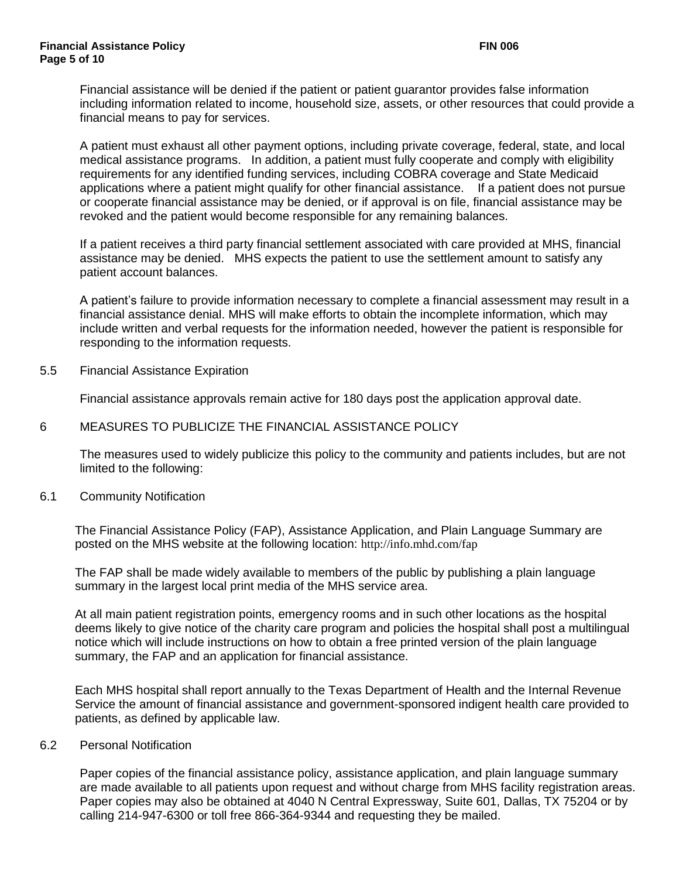Financial assistance will be denied if the patient or patient guarantor provides false information including information related to income, household size, assets, or other resources that could provide a financial means to pay for services.

A patient must exhaust all other payment options, including private coverage, federal, state, and local medical assistance programs. In addition, a patient must fully cooperate and comply with eligibility requirements for any identified funding services, including COBRA coverage and State Medicaid applications where a patient might qualify for other financial assistance. If a patient does not pursue or cooperate financial assistance may be denied, or if approval is on file, financial assistance may be revoked and the patient would become responsible for any remaining balances.

If a patient receives a third party financial settlement associated with care provided at MHS, financial assistance may be denied. MHS expects the patient to use the settlement amount to satisfy any patient account balances.

A patient's failure to provide information necessary to complete a financial assessment may result in a financial assistance denial. MHS will make efforts to obtain the incomplete information, which may include written and verbal requests for the information needed, however the patient is responsible for responding to the information requests.

### 5.5 Financial Assistance Expiration

Financial assistance approvals remain active for 180 days post the application approval date.

## 6 MEASURES TO PUBLICIZE THE FINANCIAL ASSISTANCE POLICY

The measures used to widely publicize this policy to the community and patients includes, but are not limited to the following:

### 6.1 Community Notification

The Financial Assistance Policy (FAP), Assistance Application, and Plain Language Summary are posted on the MHS website at the following location: http://info.mhd.com/fap

The FAP shall be made widely available to members of the public by publishing a plain language summary in the largest local print media of the MHS service area.

At all main patient registration points, emergency rooms and in such other locations as the hospital deems likely to give notice of the charity care program and policies the hospital shall post a multilingual notice which will include instructions on how to obtain a free printed version of the plain language summary, the FAP and an application for financial assistance.

Each MHS hospital shall report annually to the Texas Department of Health and the Internal Revenue Service the amount of financial assistance and government-sponsored indigent health care provided to patients, as defined by applicable law.

### 6.2 Personal Notification

Paper copies of the financial assistance policy, assistance application, and plain language summary are made available to all patients upon request and without charge from MHS facility registration areas. Paper copies may also be obtained at 4040 N Central Expressway, Suite 601, Dallas, TX 75204 or by calling 214-947-6300 or toll free 866-364-9344 and requesting they be mailed.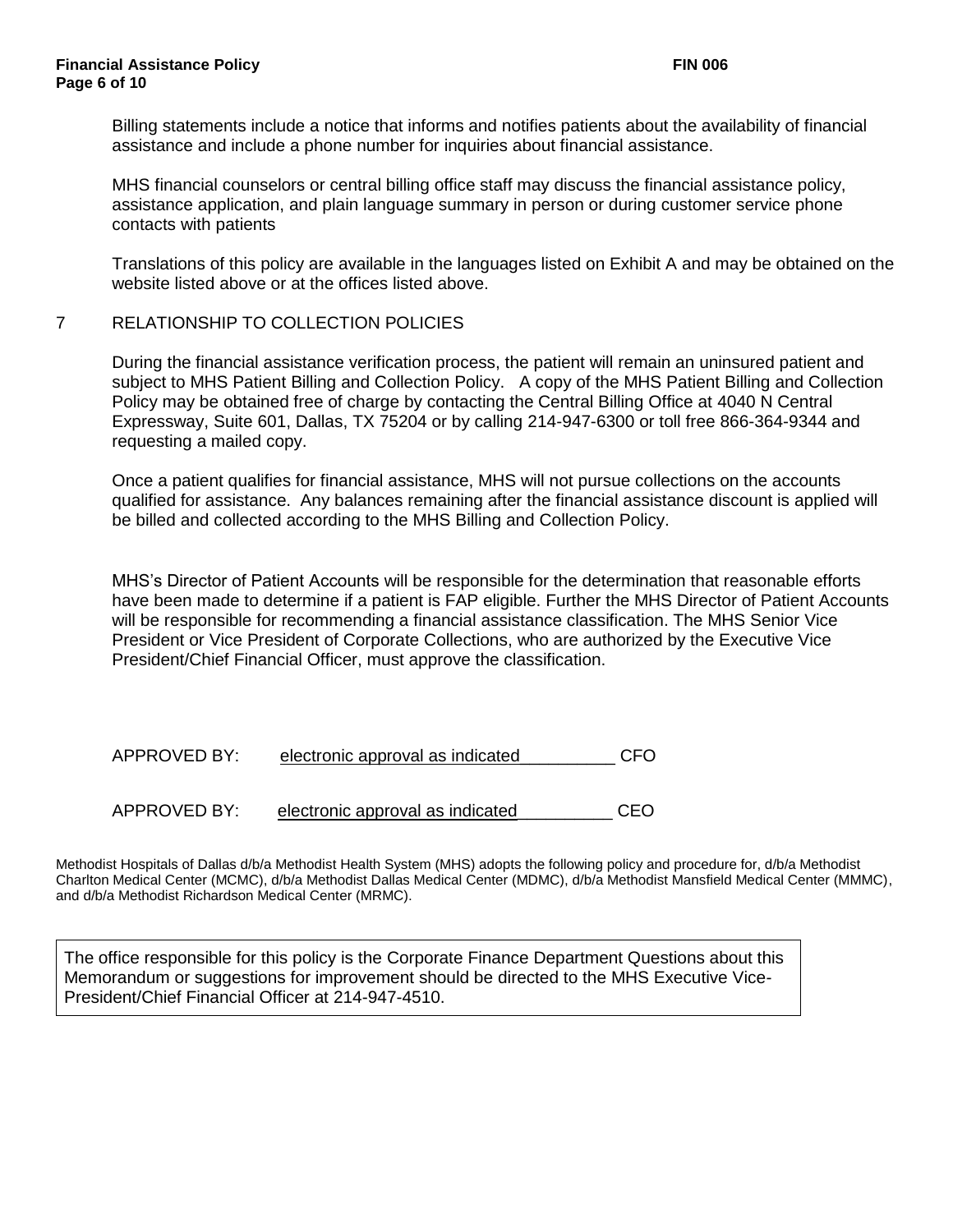Billing statements include a notice that informs and notifies patients about the availability of financial assistance and include a phone number for inquiries about financial assistance.

MHS financial counselors or central billing office staff may discuss the financial assistance policy, assistance application, and plain language summary in person or during customer service phone contacts with patients

Translations of this policy are available in the languages listed on Exhibit A and may be obtained on the website listed above or at the offices listed above.

## 7 RELATIONSHIP TO COLLECTION POLICIES

During the financial assistance verification process, the patient will remain an uninsured patient and subject to MHS Patient Billing and Collection Policy. A copy of the MHS Patient Billing and Collection Policy may be obtained free of charge by contacting the Central Billing Office at 4040 N Central Expressway, Suite 601, Dallas, TX 75204 or by calling 214-947-6300 or toll free 866-364-9344 and requesting a mailed copy.

Once a patient qualifies for financial assistance, MHS will not pursue collections on the accounts qualified for assistance. Any balances remaining after the financial assistance discount is applied will be billed and collected according to the MHS Billing and Collection Policy.

MHS's Director of Patient Accounts will be responsible for the determination that reasonable efforts have been made to determine if a patient is FAP eligible. Further the MHS Director of Patient Accounts will be responsible for recommending a financial assistance classification. The MHS Senior Vice President or Vice President of Corporate Collections, who are authorized by the Executive Vice President/Chief Financial Officer, must approve the classification.

APPROVED BY: electronic approval as indicated__________ CFO

APPROVED BY: electronic approval as indicated__________ CEO

Methodist Hospitals of Dallas d/b/a Methodist Health System (MHS) adopts the following policy and procedure for, d/b/a Methodist Charlton Medical Center (MCMC), d/b/a Methodist Dallas Medical Center (MDMC), d/b/a Methodist Mansfield Medical Center (MMMC), and d/b/a Methodist Richardson Medical Center (MRMC).

The office responsible for this policy is the Corporate Finance Department Questions about this Memorandum or suggestions for improvement should be directed to the MHS Executive Vice-President/Chief Financial Officer at 214-947-4510.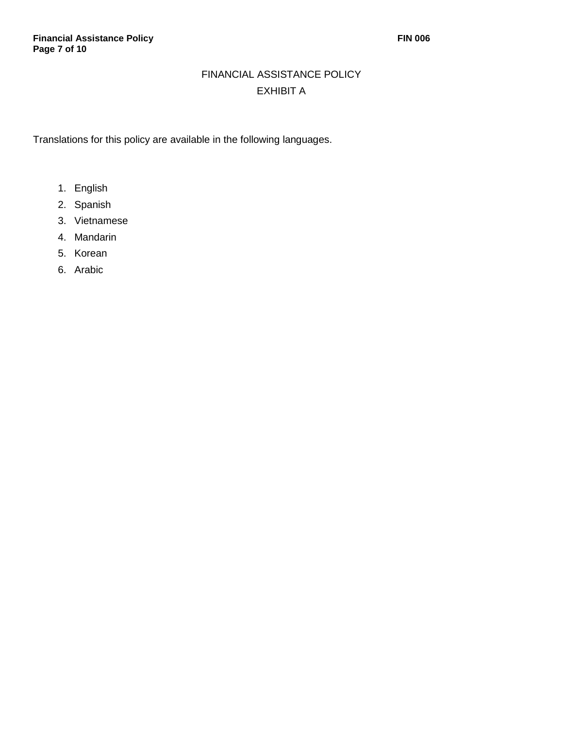# FINANCIAL ASSISTANCE POLICY

## EXHIBIT A

Translations for this policy are available in the following languages.

1. English
2. Spanish
3. Vietnamese
4. Mandarin
5. Korean
6. Arabic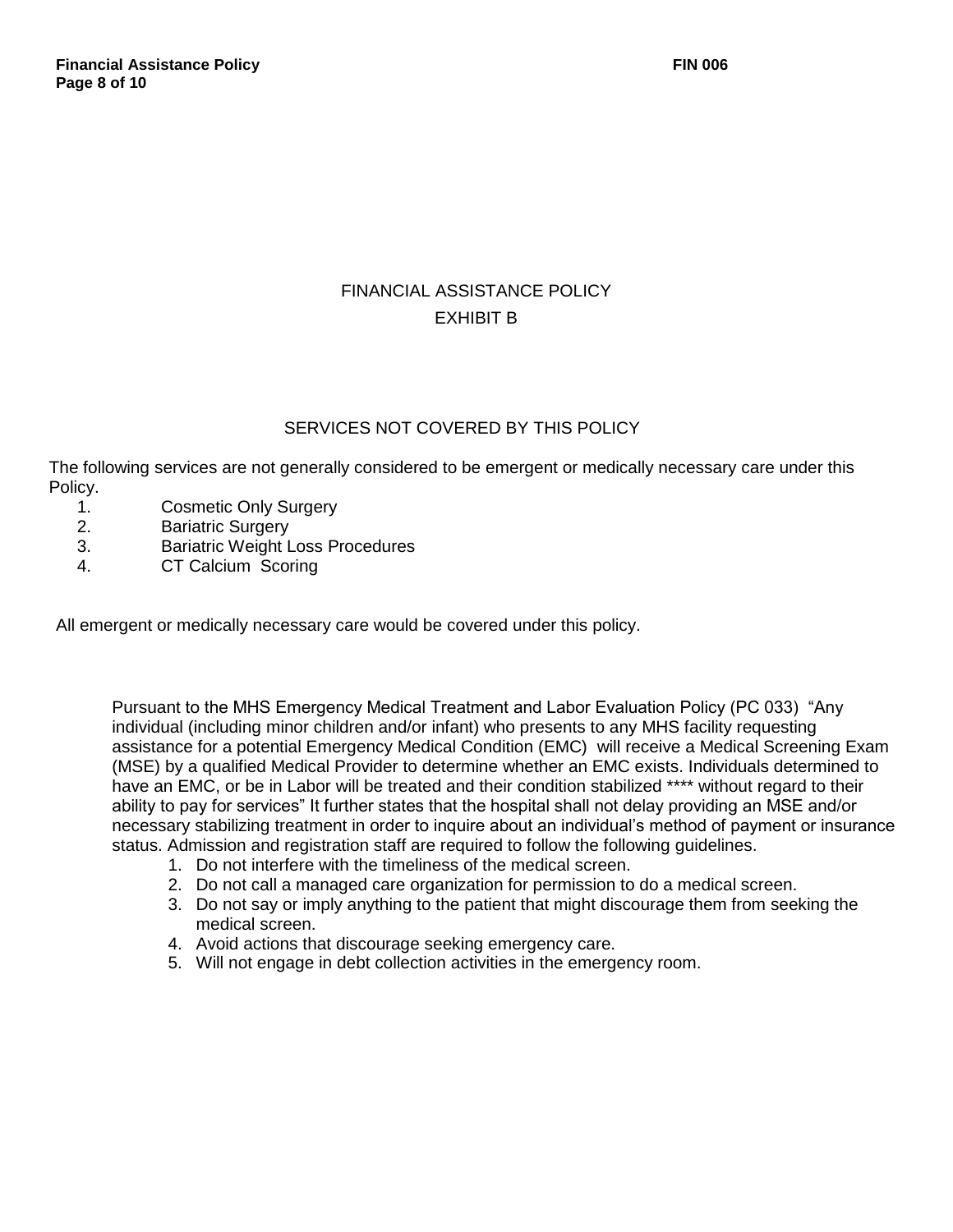# FINANCIAL ASSISTANCE POLICY
## EXHIBIT B

### SERVICES NOT COVERED BY THIS POLICY

The following services are not generally considered to be emergent or medically necessary care under this Policy.

1. Cosmetic Only Surgery
2. Bariatric Surgery
3. Bariatric Weight Loss Procedures
4. CT Calcium Scoring

All emergent or medically necessary care would be covered under this policy.

Pursuant to the MHS Emergency Medical Treatment and Labor Evaluation Policy (PC 033) "Any individual (including minor children and/or infant) who presents to any MHS facility requesting assistance for a potential Emergency Medical Condition (EMC) will receive a Medical Screening Exam (MSE) by a qualified Medical Provider to determine whether an EMC exists. Individuals determined to have an EMC, or be in Labor will be treated and their condition stabilized **** without regard to their ability to pay for services" It further states that the hospital shall not delay providing an MSE and/or necessary stabilizing treatment in order to inquire about an individual's method of payment or insurance status. Admission and registration staff are required to follow the following guidelines.

1. Do not interfere with the timeliness of the medical screen.
2. Do not call a managed care organization for permission to do a medical screen.
3. Do not say or imply anything to the patient that might discourage them from seeking the medical screen.
4. Avoid actions that discourage seeking emergency care.
5. Will not engage in debt collection activities in the emergency room.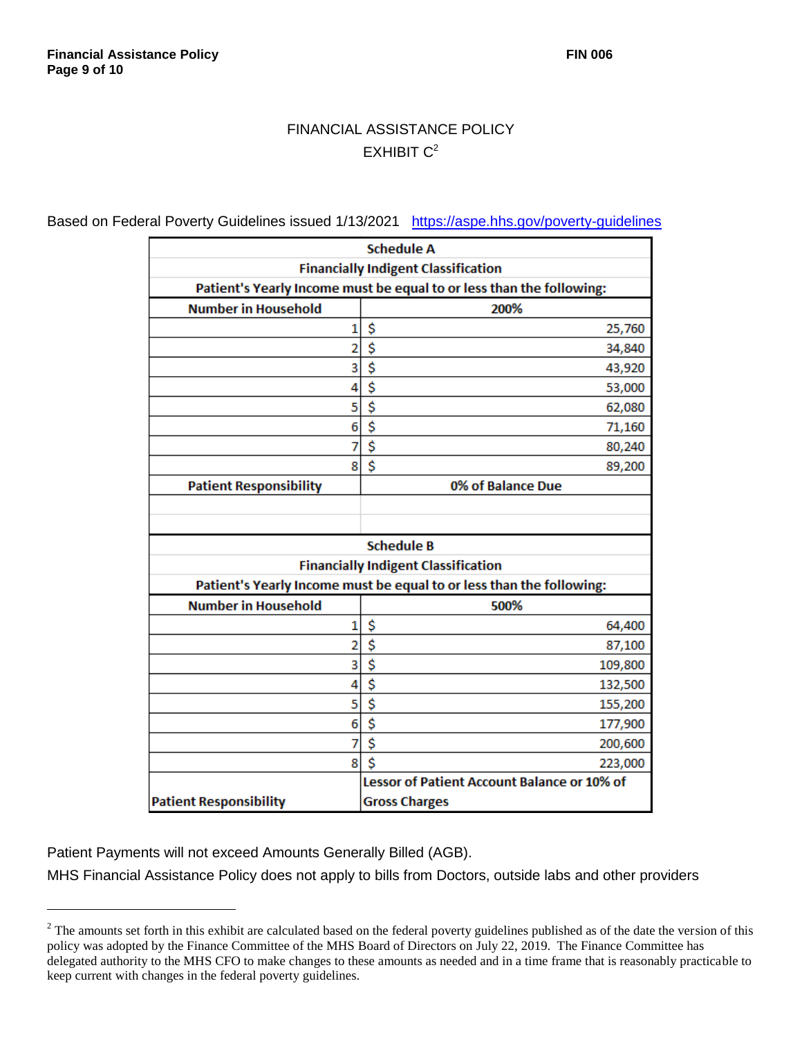# FINANCIAL ASSISTANCE POLICY

## EXHIBIT C[2]

Based on Federal Poverty Guidelines issued 1/13/2021 https://aspe.hhs.gov/poverty-guidelines

| Schedule A | |
|---|---|
| **Financially Indigent Classification** | |
| **Patient's Yearly Income must be equal to or less than the following:** | |
| **Number in Household** | **200%** |
| 1 | $ 25,760 |
| 2 | $ 34,840 |
| 3 | $ 43,920 |
| 4 | $ 53,000 |
| 5 | $ 62,080 |
| 6 | $ 71,160 |
| 7 | $ 80,240 |
| 8 | $ 89,200 |
| **Patient Responsibility** | **0% of Balance Due** |

| Schedule B | |
|---|---|
| **Financially Indigent Classification** | |
| **Patient's Yearly Income must be equal to or less than the following:** | |
| **Number in Household** | **500%** |
| 1 | $ 64,400 |
| 2 | $ 87,100 |
| 3 | $ 109,800 |
| 4 | $ 132,500 |
| 5 | $ 155,200 |
| 6 | $ 177,900 |
| 7 | $ 200,600 |
| 8 | $ 223,000 |
| **Patient Responsibility** | **Lessor of Patient Account Balance or 10% of Gross Charges** |

Patient Payments will not exceed Amounts Generally Billed (AGB).

MHS Financial Assistance Policy does not apply to bills from Doctors, outside labs and other providers

[2] The amounts set forth in this exhibit are calculated based on the federal poverty guidelines published as of the date the version of this policy was adopted by the Finance Committee of the MHS Board of Directors on July 22, 2019. The Finance Committee has delegated authority to the MHS CFO to make changes to these amounts as needed and in a time frame that is reasonably practicable to keep current with changes in the federal poverty guidelines.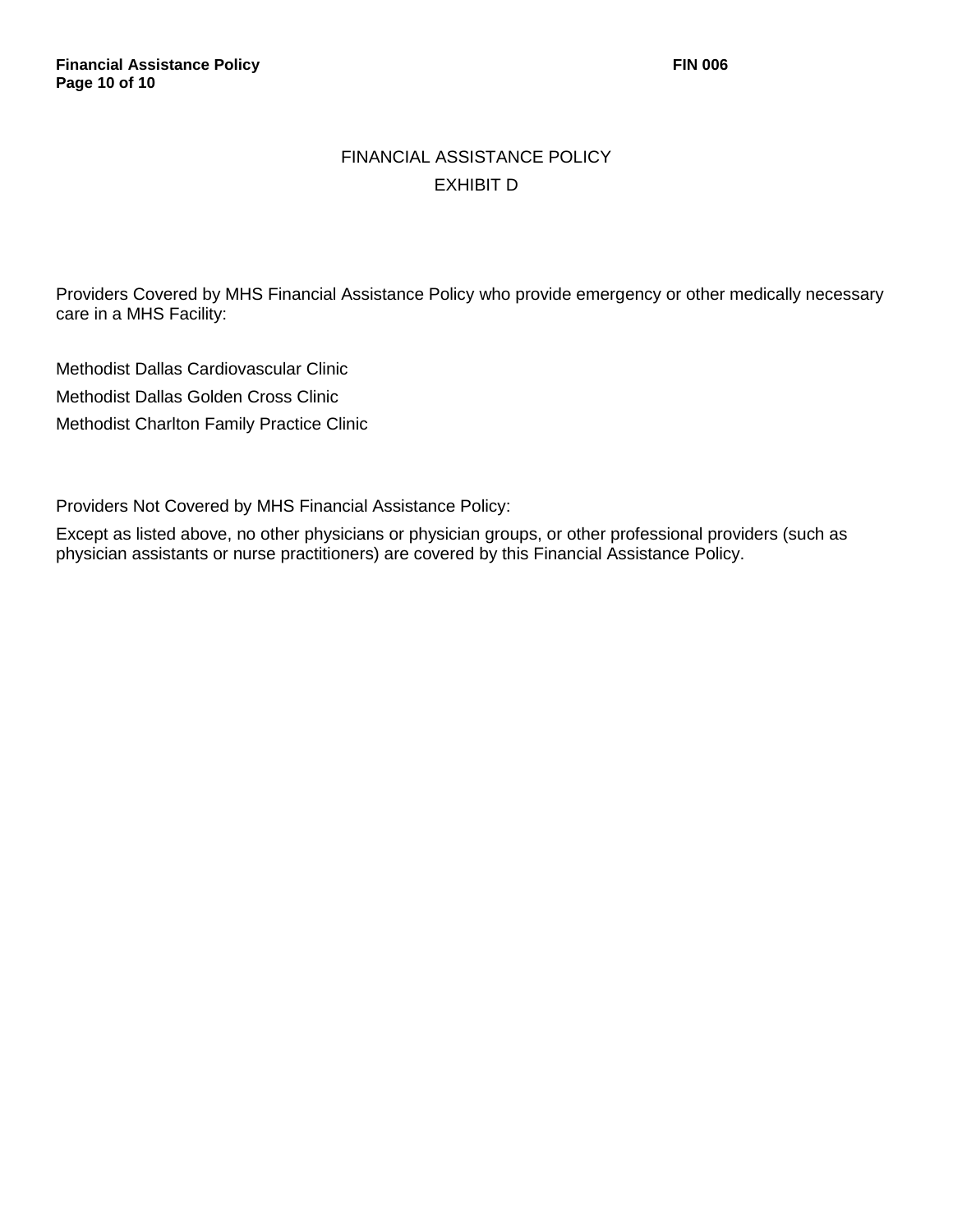# FINANCIAL ASSISTANCE POLICY

## EXHIBIT D

Providers Covered by MHS Financial Assistance Policy who provide emergency or other medically necessary care in a MHS Facility:

Methodist Dallas Cardiovascular Clinic

Methodist Dallas Golden Cross Clinic

Methodist Charlton Family Practice Clinic

Providers Not Covered by MHS Financial Assistance Policy:

Except as listed above, no other physicians or physician groups, or other professional providers (such as physician assistants or nurse practitioners) are covered by this Financial Assistance Policy.